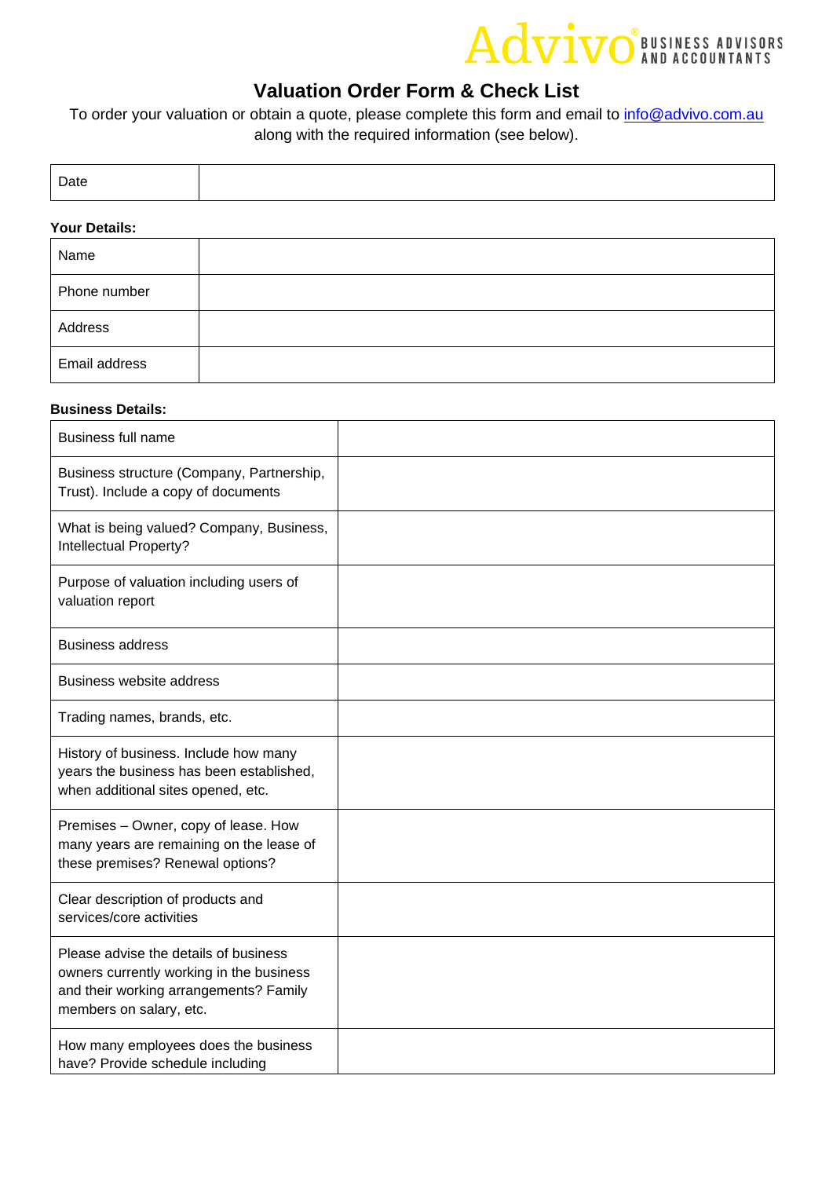Advivo® BUSINESS ADVISORS AND ACCOUNTANTS

# Valuation Order Form & Check List

To order your valuation or obtain a quote, please complete this form and email to info@advivo.com.au along with the required information (see below).

| Date | |
|---|---|

**Your Details:**

| Name | |
|---|---|
| Phone number | |
| Address | |
| Email address | |

**Business Details:**

| Business full name | |
|---|---|
| Business structure (Company, Partnership, Trust). Include a copy of documents | |
| What is being valued? Company, Business, Intellectual Property? | |
| Purpose of valuation including users of valuation report | |
| Business address | |
| Business website address | |
| Trading names, brands, etc. | |
| History of business. Include how many years the business has been established, when additional sites opened, etc. | |
| Premises – Owner, copy of lease. How many years are remaining on the lease of these premises? Renewal options? | |
| Clear description of products and services/core activities | |
| Please advise the details of business owners currently working in the business and their working arrangements? Family members on salary, etc. | |
| How many employees does the business have? Provide schedule including | |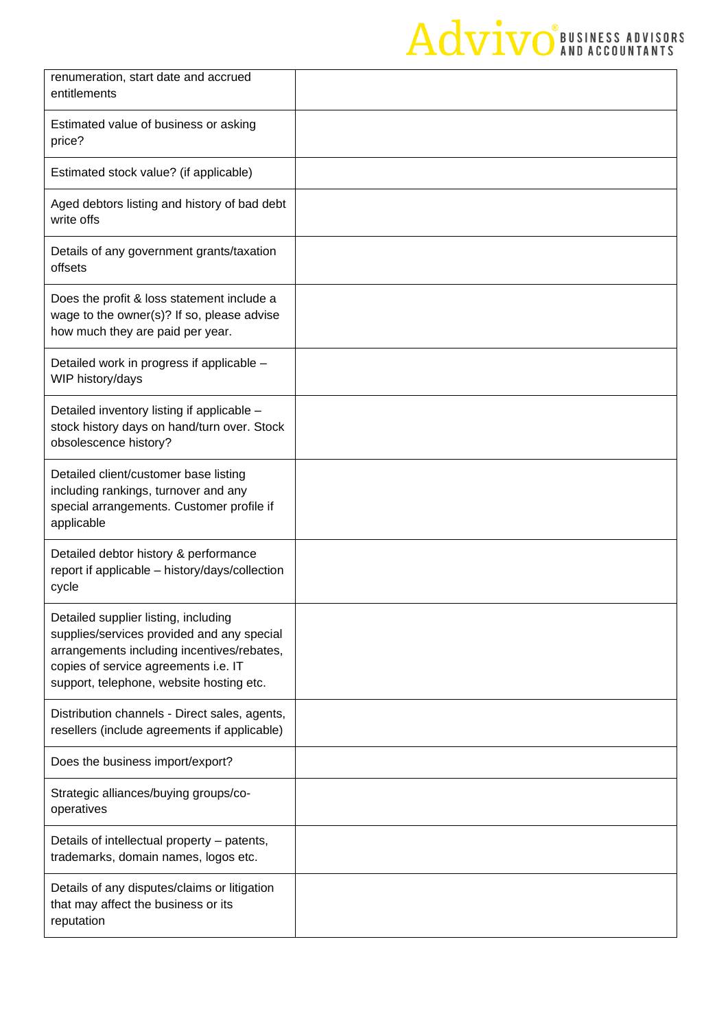| | |
|---|---|
| renumeration, start date and accrued entitlements | |
| Estimated value of business or asking price? | |
| Estimated stock value? (if applicable) | |
| Aged debtors listing and history of bad debt write offs | |
| Details of any government grants/taxation offsets | |
| Does the profit & loss statement include a wage to the owner(s)? If so, please advise how much they are paid per year. | |
| Detailed work in progress if applicable – WIP history/days | |
| Detailed inventory listing if applicable – stock history days on hand/turn over. Stock obsolescence history? | |
| Detailed client/customer base listing including rankings, turnover and any special arrangements. Customer profile if applicable | |
| Detailed debtor history & performance report if applicable – history/days/collection cycle | |
| Detailed supplier listing, including supplies/services provided and any special arrangements including incentives/rebates, copies of service agreements i.e. IT support, telephone, website hosting etc. | |
| Distribution channels - Direct sales, agents, resellers (include agreements if applicable) | |
| Does the business import/export? | |
| Strategic alliances/buying groups/co-operatives | |
| Details of intellectual property – patents, trademarks, domain names, logos etc. | |
| Details of any disputes/claims or litigation that may affect the business or its reputation | |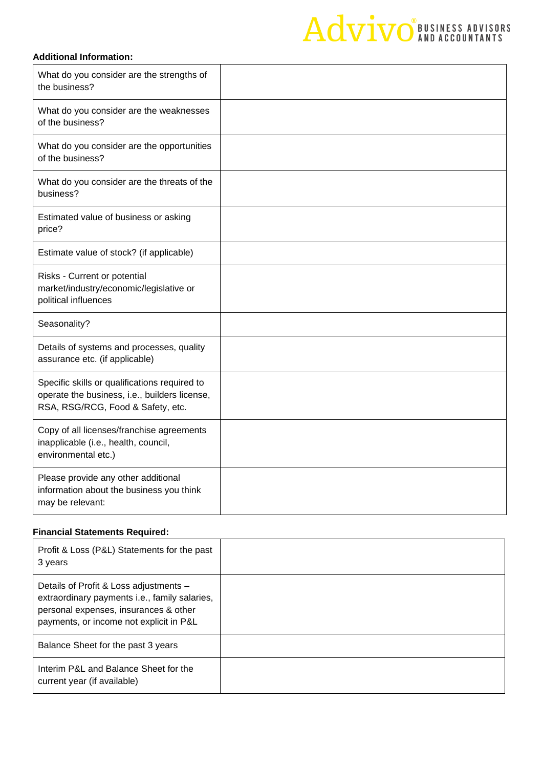**Additional Information:**

| | |
|---|---|
| What do you consider are the strengths of the business? | |
| What do you consider are the weaknesses of the business? | |
| What do you consider are the opportunities of the business? | |
| What do you consider are the threats of the business? | |
| Estimated value of business or asking price? | |
| Estimate value of stock? (if applicable) | |
| Risks - Current or potential market/industry/economic/legislative or political influences | |
| Seasonality? | |
| Details of systems and processes, quality assurance etc. (if applicable) | |
| Specific skills or qualifications required to operate the business, i.e., builders license, RSA, RSG/RCG, Food & Safety, etc. | |
| Copy of all licenses/franchise agreements inapplicable (i.e., health, council, environmental etc.) | |
| Please provide any other additional information about the business you think may be relevant: | |

**Financial Statements Required:**

| | |
|---|---|
| Profit & Loss (P&L) Statements for the past 3 years | |
| Details of Profit & Loss adjustments – extraordinary payments i.e., family salaries, personal expenses, insurances & other payments, or income not explicit in P&L | |
| Balance Sheet for the past 3 years | |
| Interim P&L and Balance Sheet for the current year (if available) | |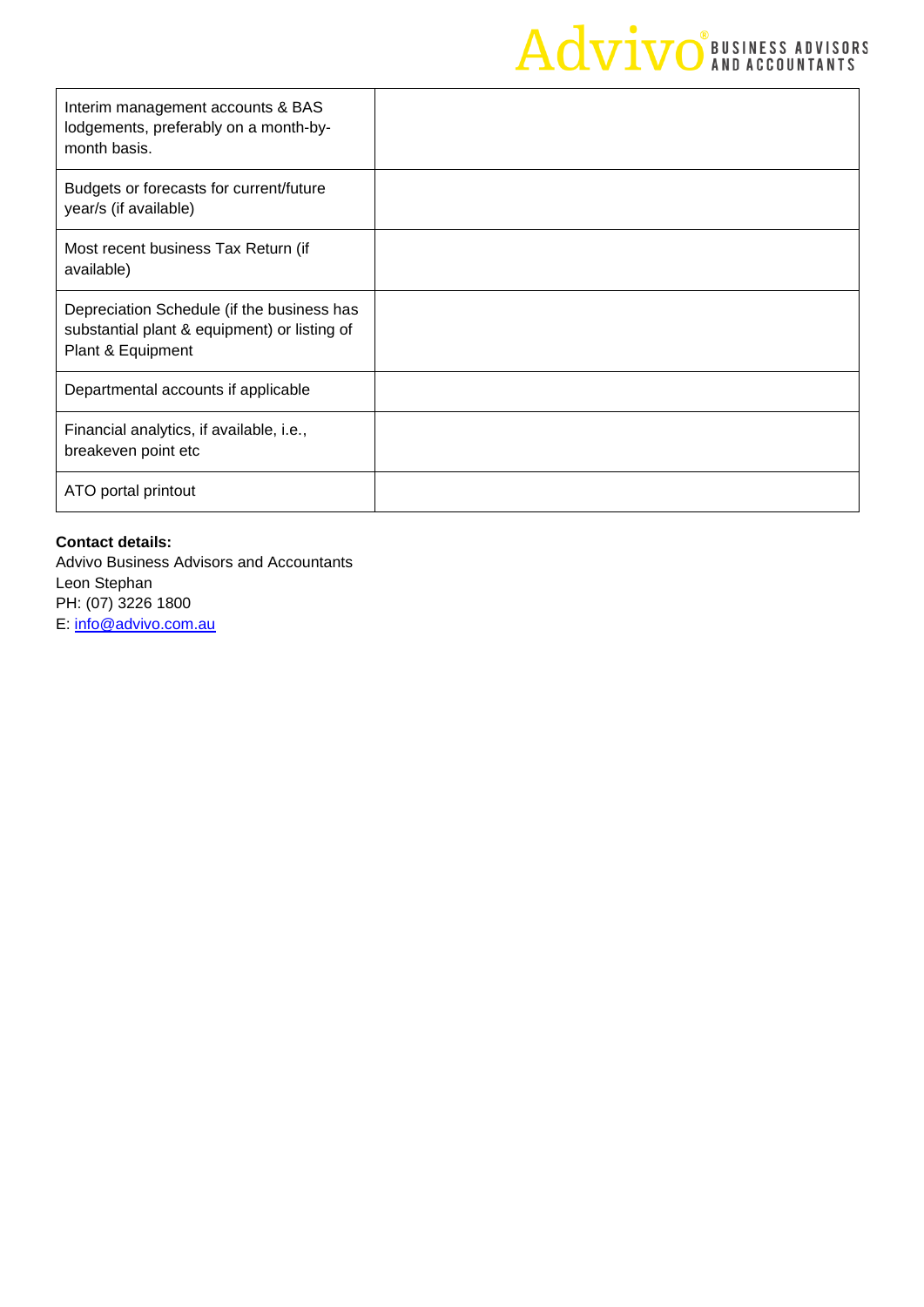| | |
|---|---|
| Interim management accounts & BAS lodgements, preferably on a month-by-month basis. | |
| Budgets or forecasts for current/future year/s (if available) | |
| Most recent business Tax Return (if available) | |
| Depreciation Schedule (if the business has substantial plant & equipment) or listing of Plant & Equipment | |
| Departmental accounts if applicable | |
| Financial analytics, if available, i.e., breakeven point etc | |
| ATO portal printout | |

**Contact details:**
Advivo Business Advisors and Accountants
Leon Stephan
PH: (07) 3226 1800
E: info@advivo.com.au